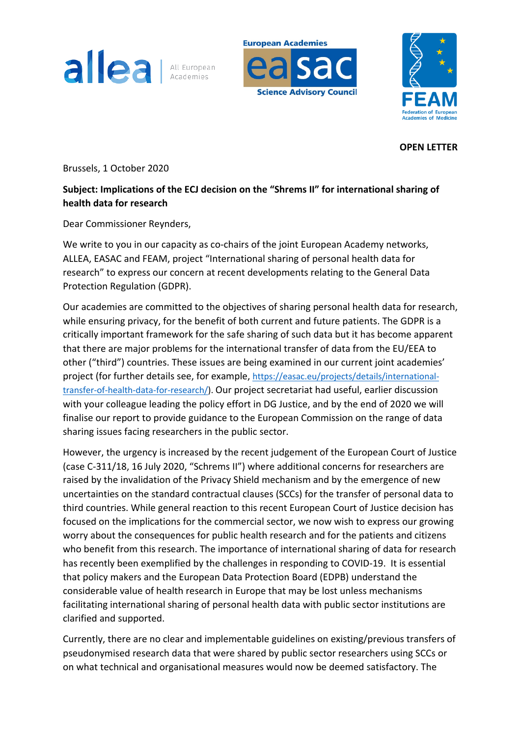**OPEN LETTER**

Brussels, 1 October 2020

**Subject: Implications of the ECJ decision on the "Shrems II" for international sharing of health data for research**

Dear Commissioner Reynders,

We write to you in our capacity as co-chairs of the joint European Academy networks, ALLEA, EASAC and FEAM, project "International sharing of personal health data for research" to express our concern at recent developments relating to the General Data Protection Regulation (GDPR).

Our academies are committed to the objectives of sharing personal health data for research, while ensuring privacy, for the benefit of both current and future patients. The GDPR is a critically important framework for the safe sharing of such data but it has become apparent that there are major problems for the international transfer of data from the EU/EEA to other ("third") countries. These issues are being examined in our current joint academies' project (for further details see, for example, [https://easac.eu/projects/details/international-transfer-of-health-data-for-research/](https://easac.eu/projects/details/international-transfer-of-health-data-for-research/)). Our project secretariat had useful, earlier discussion with your colleague leading the policy effort in DG Justice, and by the end of 2020 we will finalise our report to provide guidance to the European Commission on the range of data sharing issues facing researchers in the public sector.

However, the urgency is increased by the recent judgement of the European Court of Justice (case C-311/18, 16 July 2020, "Schrems II") where additional concerns for researchers are raised by the invalidation of the Privacy Shield mechanism and by the emergence of new uncertainties on the standard contractual clauses (SCCs) for the transfer of personal data to third countries. While general reaction to this recent European Court of Justice decision has focused on the implications for the commercial sector, we now wish to express our growing worry about the consequences for public health research and for the patients and citizens who benefit from this research. The importance of international sharing of data for research has recently been exemplified by the challenges in responding to COVID-19. It is essential that policy makers and the European Data Protection Board (EDPB) understand the considerable value of health research in Europe that may be lost unless mechanisms facilitating international sharing of personal health data with public sector institutions are clarified and supported.

Currently, there are no clear and implementable guidelines on existing/previous transfers of pseudonymised research data that were shared by public sector researchers using SCCs or on what technical and organisational measures would now be deemed satisfactory. The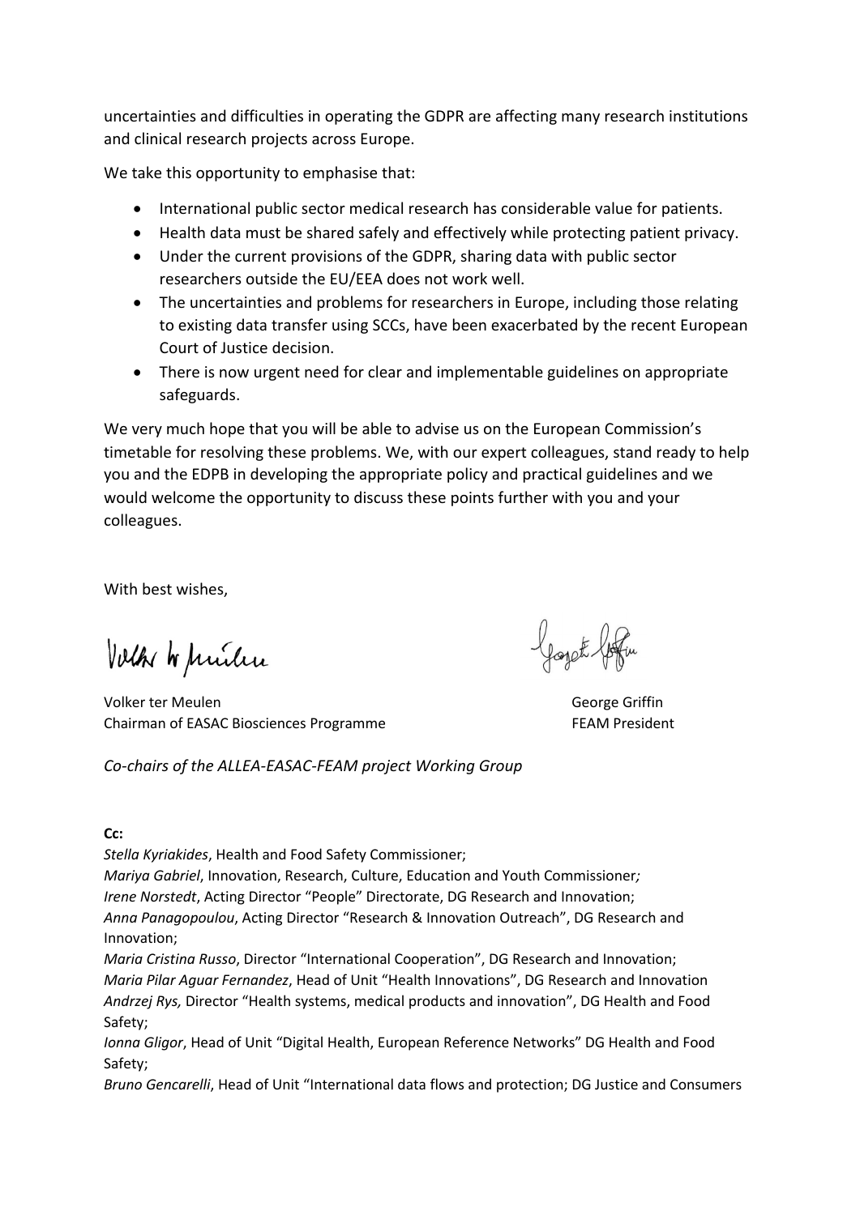uncertainties and difficulties in operating the GDPR are affecting many research institutions and clinical research projects across Europe.

We take this opportunity to emphasise that:

- International public sector medical research has considerable value for patients.
- Health data must be shared safely and effectively while protecting patient privacy.
- Under the current provisions of the GDPR, sharing data with public sector researchers outside the EU/EEA does not work well.
- The uncertainties and problems for researchers in Europe, including those relating to existing data transfer using SCCs, have been exacerbated by the recent European Court of Justice decision.
- There is now urgent need for clear and implementable guidelines on appropriate safeguards.

We very much hope that you will be able to advise us on the European Commission's timetable for resolving these problems. We, with our expert colleagues, stand ready to help you and the EDPB in developing the appropriate policy and practical guidelines and we would welcome the opportunity to discuss these points further with you and your colleagues.

With best wishes,

Volker ter Meulen
Chairman of EASAC Biosciences Programme

George Griffin
FEAM President

*Co-chairs of the ALLEA-EASAC-FEAM project Working Group*

**Cc:**

*Stella Kyriakides*, Health and Food Safety Commissioner;
*Mariya Gabriel*, Innovation, Research, Culture, Education and Youth Commissioner*;*
*Irene Norstedt*, Acting Director "People" Directorate, DG Research and Innovation;
*Anna Panagopoulou*, Acting Director "Research & Innovation Outreach", DG Research and Innovation;
*Maria Cristina Russo*, Director "International Cooperation", DG Research and Innovation;
*Maria Pilar Aguar Fernandez*, Head of Unit "Health Innovations", DG Research and Innovation
*Andrzej Rys,* Director "Health systems, medical products and innovation", DG Health and Food Safety;
*Ionna Gligor*, Head of Unit "Digital Health, European Reference Networks" DG Health and Food Safety;
*Bruno Gencarelli*, Head of Unit "International data flows and protection; DG Justice and Consumers